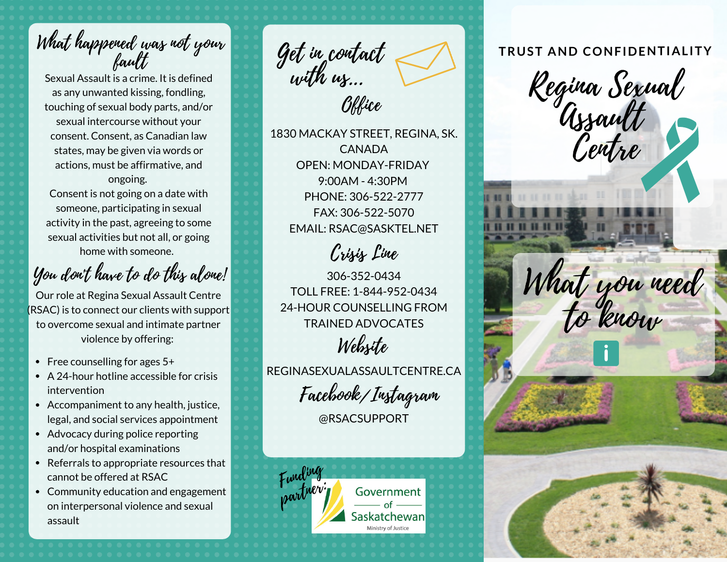## What happened was not your fault

Sexual Assault is a crime. It is defined as any unwanted kissing, fondling, touching of sexual body parts, and/or sexual intercourse without your consent. Consent, as Canadian law states, may be given via words or actions, must be affirmative, and ongoing.

Consent is not going on a date with someone, participating in sexual activity in the past, agreeing to some sexual activities but not all, or going home with someone.

## You don't have to do this alone!

Our role at Regina Sexual Assault Centre (RSAC) is to connect our clients with support to overcome sexual and intimate partner violence by offering:

- Free counselling for ages 5+
- A 24-hour hotline accessible for crisis intervention
- Accompaniment to any health, justice, legal, and social services appointment
- Advocacy during police reporting and/or hospital examinations
- Referrals to appropriate resources that cannot be offered at RSAC
- Community education and engagement on interpersonal violence and sexual assault

## Get in contact with us...

### Office

1830 MACKAY STREET, REGINA, SK. CANADA
OPEN: MONDAY-FRIDAY
9:00AM - 4:30PM
PHONE: 306-522-2777
FAX: 306-522-5070
EMAIL: RSAC@SASKTEL.NET

### Crisis Line

306-352-0434
TOLL FREE: 1-844-952-0434
24-HOUR COUNSELLING FROM TRAINED ADVOCATES

### Website

REGINASEXUALASSAULTCENTRE.CA

### Facebook/Instagram

@RSACSUPPORT

Funding partner: Government of Saskatchewan, Ministry of Justice

TRUST AND CONFIDENTIALITY

# Regina Sexual Assault Centre

## What you need to know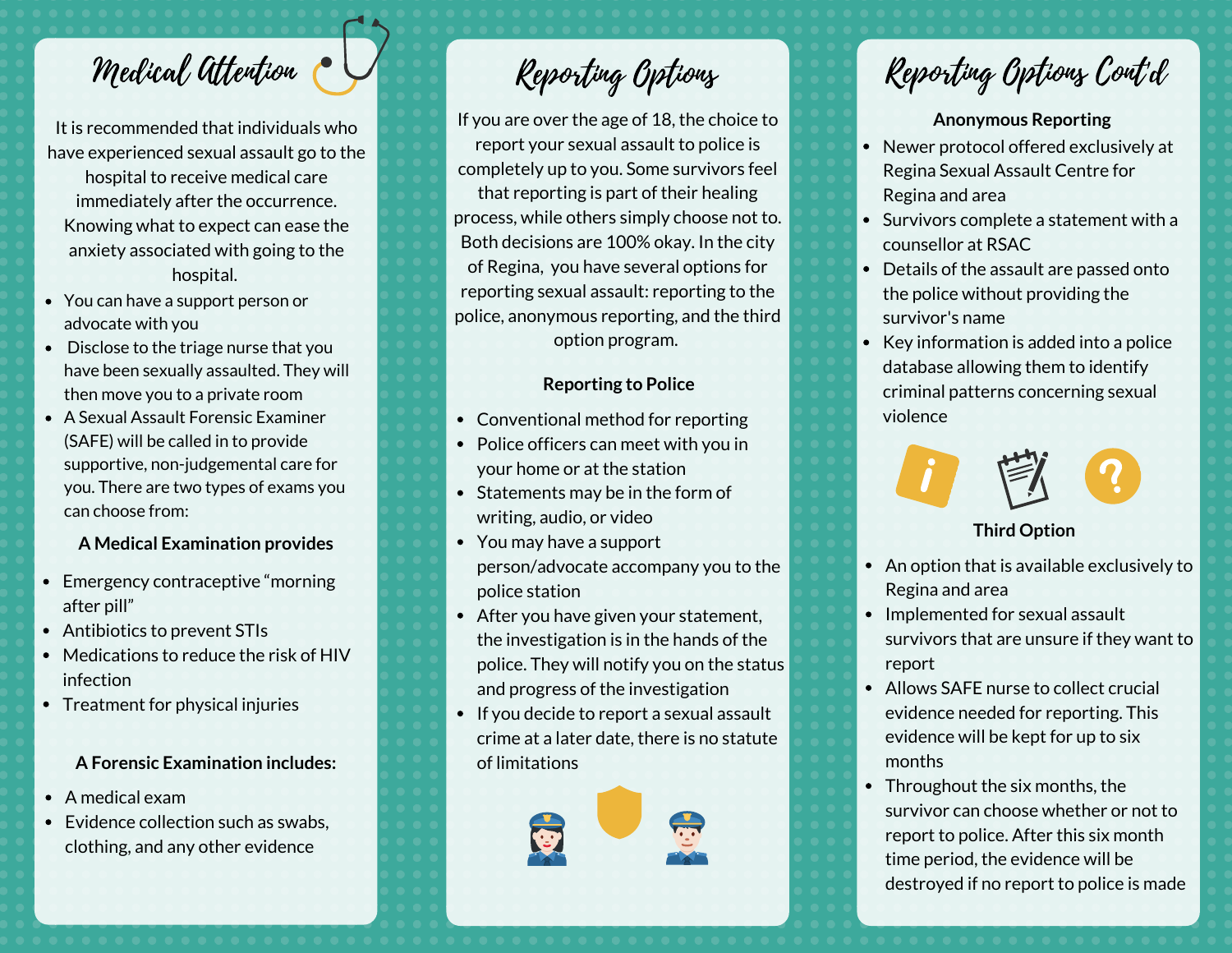# Medical Attention

It is recommended that individuals who have experienced sexual assault go to the hospital to receive medical care immediately after the occurrence. Knowing what to expect can ease the anxiety associated with going to the hospital.

- You can have a support person or advocate with you
- Disclose to the triage nurse that you have been sexually assaulted. They will then move you to a private room
- A Sexual Assault Forensic Examiner (SAFE) will be called in to provide supportive, non-judgemental care for you. There are two types of exams you can choose from:

**A Medical Examination provides**

- Emergency contraceptive “morning after pill”
- Antibiotics to prevent STIs
- Medications to reduce the risk of HIV infection
- Treatment for physical injuries

**A Forensic Examination includes:**

- A medical exam
- Evidence collection such as swabs, clothing, and any other evidence

# Reporting Options

If you are over the age of 18, the choice to report your sexual assault to police is completely up to you. Some survivors feel that reporting is part of their healing process, while others simply choose not to. Both decisions are 100% okay. In the city of Regina, you have several options for reporting sexual assault: reporting to the police, anonymous reporting, and the third option program.

**Reporting to Police**

- Conventional method for reporting
- Police officers can meet with you in your home or at the station
- Statements may be in the form of writing, audio, or video
- You may have a support person/advocate accompany you to the police station
- After you have given your statement, the investigation is in the hands of the police. They will notify you on the status and progress of the investigation
- If you decide to report a sexual assault crime at a later date, there is no statute of limitations

# Reporting Options Cont'd

**Anonymous Reporting**

- Newer protocol offered exclusively at Regina Sexual Assault Centre for Regina and area
- Survivors complete a statement with a counsellor at RSAC
- Details of the assault are passed onto the police without providing the survivor's name
- Key information is added into a police database allowing them to identify criminal patterns concerning sexual violence

**Third Option**

- An option that is available exclusively to Regina and area
- Implemented for sexual assault survivors that are unsure if they want to report
- Allows SAFE nurse to collect crucial evidence needed for reporting. This evidence will be kept for up to six months
- Throughout the six months, the survivor can choose whether or not to report to police. After this six month time period, the evidence will be destroyed if no report to police is made